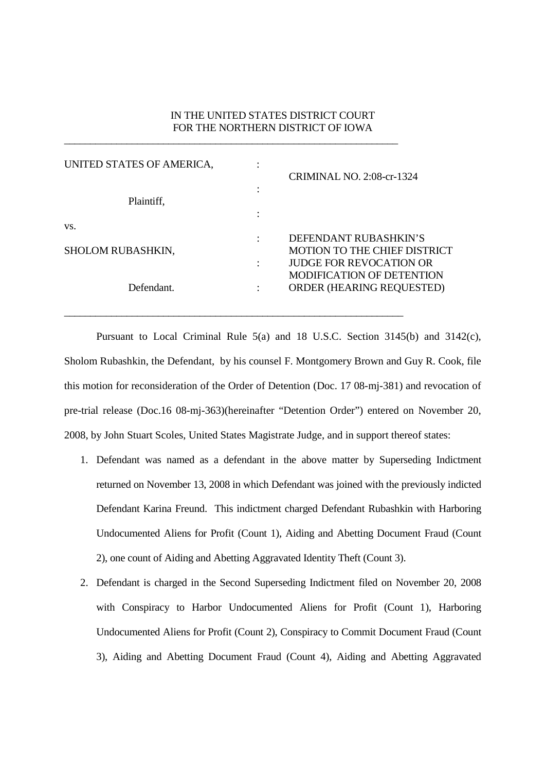IN THE UNITED STATES DISTRICT COURT
FOR THE NORTHERN DISTRICT OF IOWA

---

| | | |
|---|---|---|
| UNITED STATES OF AMERICA, | : | CRIMINAL NO. 2:08-cr-1324 |
| Plaintiff, | : | |
| vs. | : | |
| SHOLOM RUBASHKIN, | : | DEFENDANT RUBASHKIN'S MOTION TO THE CHIEF DISTRICT JUDGE FOR REVOCATION OR MODIFICATION OF DETENTION ORDER (HEARING REQUESTED) |
| Defendant. | : | |

---

Pursuant to Local Criminal Rule 5(a) and 18 U.S.C. Section 3145(b) and 3142(c), Sholom Rubashkin, the Defendant, by his counsel F. Montgomery Brown and Guy R. Cook, file this motion for reconsideration of the Order of Detention (Doc. 17 08-mj-381) and revocation of pre-trial release (Doc.16 08-mj-363)(hereinafter "Detention Order") entered on November 20, 2008, by John Stuart Scoles, United States Magistrate Judge, and in support thereof states:

1. Defendant was named as a defendant in the above matter by Superseding Indictment returned on November 13, 2008 in which Defendant was joined with the previously indicted Defendant Karina Freund. This indictment charged Defendant Rubashkin with Harboring Undocumented Aliens for Profit (Count 1), Aiding and Abetting Document Fraud (Count 2), one count of Aiding and Abetting Aggravated Identity Theft (Count 3).

2. Defendant is charged in the Second Superseding Indictment filed on November 20, 2008 with Conspiracy to Harbor Undocumented Aliens for Profit (Count 1), Harboring Undocumented Aliens for Profit (Count 2), Conspiracy to Commit Document Fraud (Count 3), Aiding and Abetting Document Fraud (Count 4), Aiding and Abetting Aggravated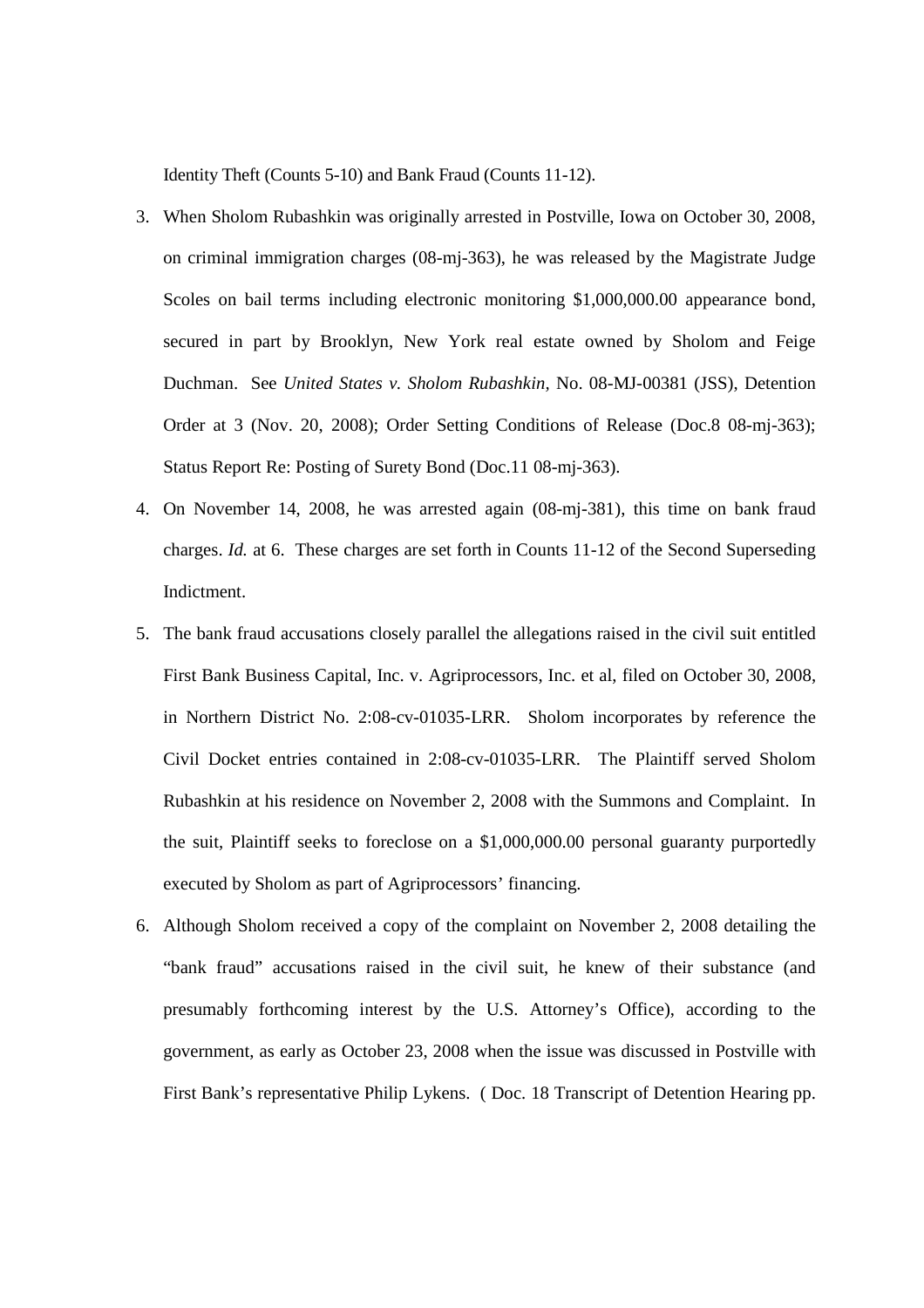Identity Theft (Counts 5-10) and Bank Fraud (Counts 11-12).

3. When Sholom Rubashkin was originally arrested in Postville, Iowa on October 30, 2008, on criminal immigration charges (08-mj-363), he was released by the Magistrate Judge Scoles on bail terms including electronic monitoring $1,000,000.00 appearance bond, secured in part by Brooklyn, New York real estate owned by Sholom and Feige Duchman. See *United States v. Sholom Rubashkin*, No. 08-MJ-00381 (JSS), Detention Order at 3 (Nov. 20, 2008); Order Setting Conditions of Release (Doc.8 08-mj-363); Status Report Re: Posting of Surety Bond (Doc.11 08-mj-363).

4. On November 14, 2008, he was arrested again (08-mj-381), this time on bank fraud charges. *Id.* at 6. These charges are set forth in Counts 11-12 of the Second Superseding Indictment.

5. The bank fraud accusations closely parallel the allegations raised in the civil suit entitled First Bank Business Capital, Inc. v. Agriprocessors, Inc. et al, filed on October 30, 2008, in Northern District No. 2:08-cv-01035-LRR. Sholom incorporates by reference the Civil Docket entries contained in 2:08-cv-01035-LRR. The Plaintiff served Sholom Rubashkin at his residence on November 2, 2008 with the Summons and Complaint. In the suit, Plaintiff seeks to foreclose on a $1,000,000.00 personal guaranty purportedly executed by Sholom as part of Agriprocessors' financing.

6. Although Sholom received a copy of the complaint on November 2, 2008 detailing the "bank fraud" accusations raised in the civil suit, he knew of their substance (and presumably forthcoming interest by the U.S. Attorney's Office), according to the government, as early as October 23, 2008 when the issue was discussed in Postville with First Bank's representative Philip Lykens. ( Doc. 18 Transcript of Detention Hearing pp.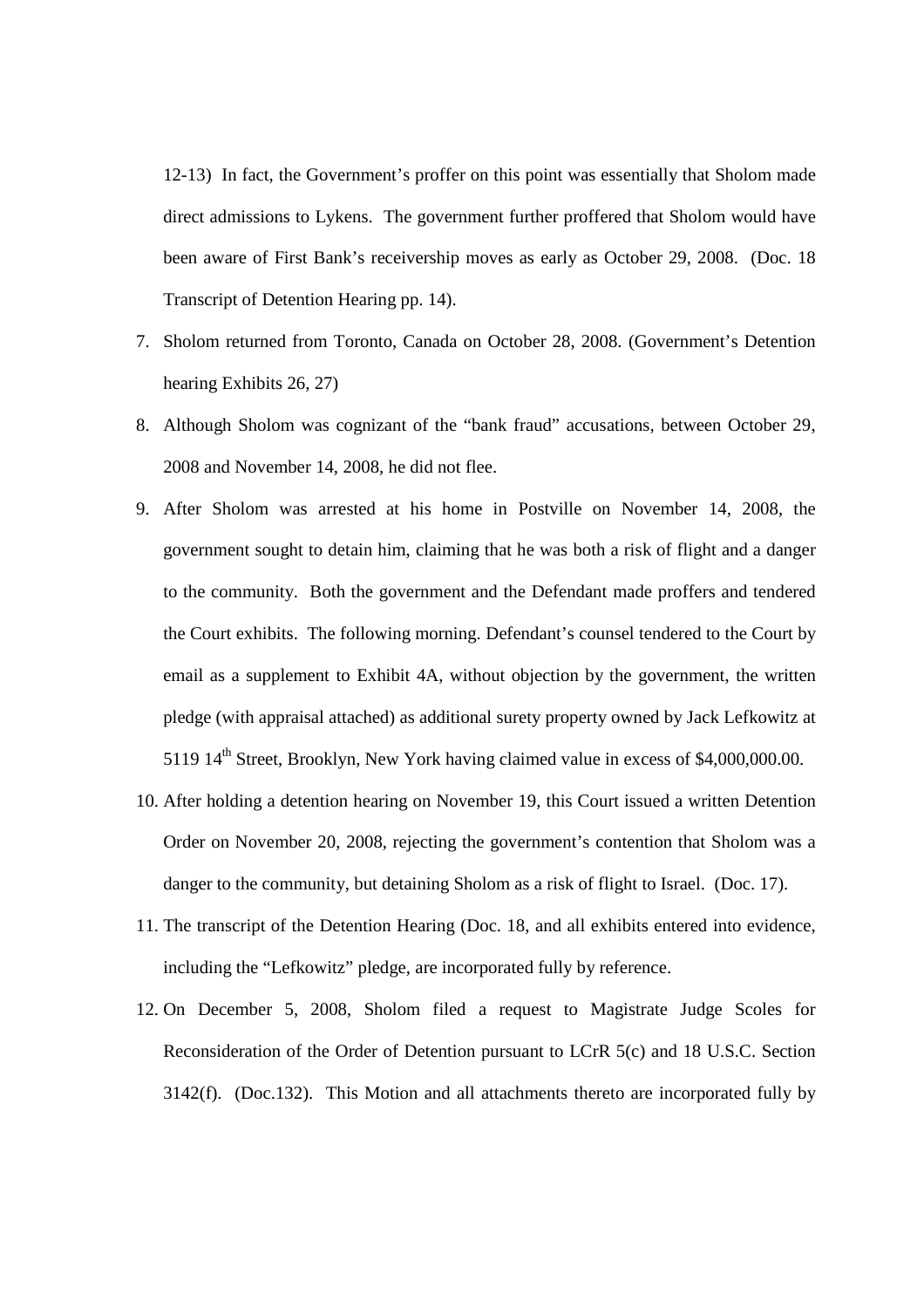12-13) In fact, the Government's proffer on this point was essentially that Sholom made direct admissions to Lykens. The government further proffered that Sholom would have been aware of First Bank's receivership moves as early as October 29, 2008. (Doc. 18 Transcript of Detention Hearing pp. 14).

7. Sholom returned from Toronto, Canada on October 28, 2008. (Government's Detention hearing Exhibits 26, 27)
8. Although Sholom was cognizant of the "bank fraud" accusations, between October 29, 2008 and November 14, 2008, he did not flee.
9. After Sholom was arrested at his home in Postville on November 14, 2008, the government sought to detain him, claiming that he was both a risk of flight and a danger to the community. Both the government and the Defendant made proffers and tendered the Court exhibits. The following morning. Defendant's counsel tendered to the Court by email as a supplement to Exhibit 4A, without objection by the government, the written pledge (with appraisal attached) as additional surety property owned by Jack Lefkowitz at 5119 14th Street, Brooklyn, New York having claimed value in excess of $4,000,000.00.
10. After holding a detention hearing on November 19, this Court issued a written Detention Order on November 20, 2008, rejecting the government's contention that Sholom was a danger to the community, but detaining Sholom as a risk of flight to Israel. (Doc. 17).
11. The transcript of the Detention Hearing (Doc. 18, and all exhibits entered into evidence, including the "Lefkowitz" pledge, are incorporated fully by reference.
12. On December 5, 2008, Sholom filed a request to Magistrate Judge Scoles for Reconsideration of the Order of Detention pursuant to LCrR 5(c) and 18 U.S.C. Section 3142(f). (Doc.132). This Motion and all attachments thereto are incorporated fully by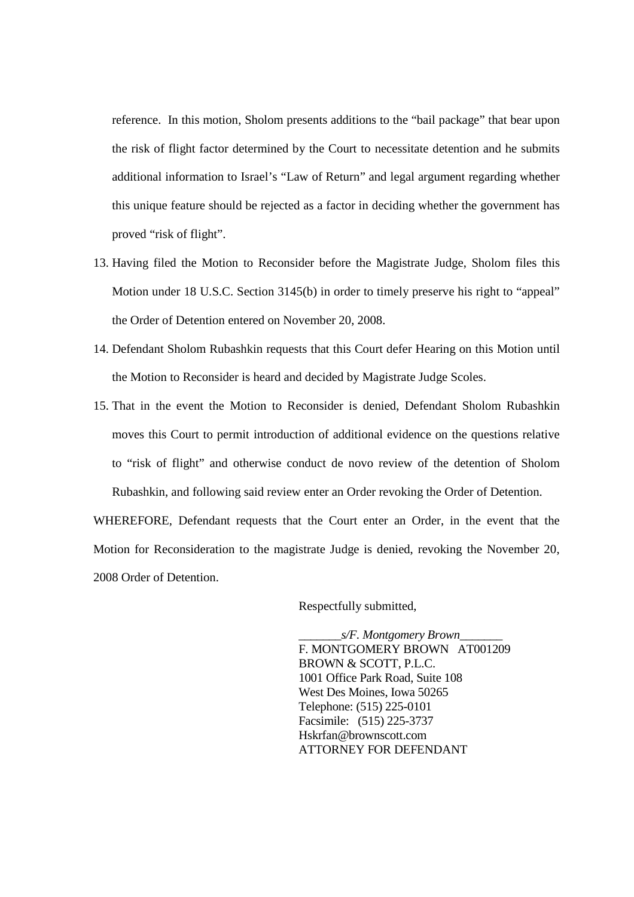reference. In this motion, Sholom presents additions to the "bail package" that bear upon the risk of flight factor determined by the Court to necessitate detention and he submits additional information to Israel's "Law of Return" and legal argument regarding whether this unique feature should be rejected as a factor in deciding whether the government has proved "risk of flight".

13. Having filed the Motion to Reconsider before the Magistrate Judge, Sholom files this Motion under 18 U.S.C. Section 3145(b) in order to timely preserve his right to "appeal" the Order of Detention entered on November 20, 2008.

14. Defendant Sholom Rubashkin requests that this Court defer Hearing on this Motion until the Motion to Reconsider is heard and decided by Magistrate Judge Scoles.

15. That in the event the Motion to Reconsider is denied, Defendant Sholom Rubashkin moves this Court to permit introduction of additional evidence on the questions relative to "risk of flight" and otherwise conduct de novo review of the detention of Sholom Rubashkin, and following said review enter an Order revoking the Order of Detention.

WHEREFORE, Defendant requests that the Court enter an Order, in the event that the Motion for Reconsideration to the magistrate Judge is denied, revoking the November 20, 2008 Order of Detention.

Respectfully submitted,

_______*s/F. Montgomery Brown*_______
F. MONTGOMERY BROWN AT001209
BROWN & SCOTT, P.L.C.
1001 Office Park Road, Suite 108
West Des Moines, Iowa 50265
Telephone: (515) 225-0101
Facsimile: (515) 225-3737
Hskrfan@brownscott.com
ATTORNEY FOR DEFENDANT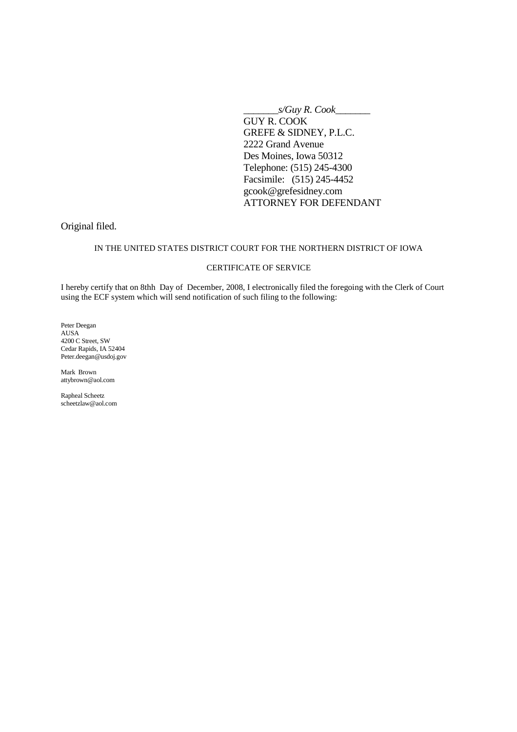_______*s/Guy R. Cook*_______
GUY R. COOK
GREFE & SIDNEY, P.L.C.
2222 Grand Avenue
Des Moines, Iowa 50312
Telephone: (515) 245-4300
Facsimile: (515) 245-4452
gcook@grefesidney.com
ATTORNEY FOR DEFENDANT

Original filed.

IN THE UNITED STATES DISTRICT COURT FOR THE NORTHERN DISTRICT OF IOWA

CERTIFICATE OF SERVICE

I hereby certify that on 8thh Day of December, 2008, I electronically filed the foregoing with the Clerk of Court using the ECF system which will send notification of such filing to the following:

Peter Deegan
AUSA
4200 C Street, SW
Cedar Rapids, IA 52404
Peter.deegan@usdoj.gov

Mark Brown
attybrown@aol.com

Rapheal Scheetz
scheetzlaw@aol.com